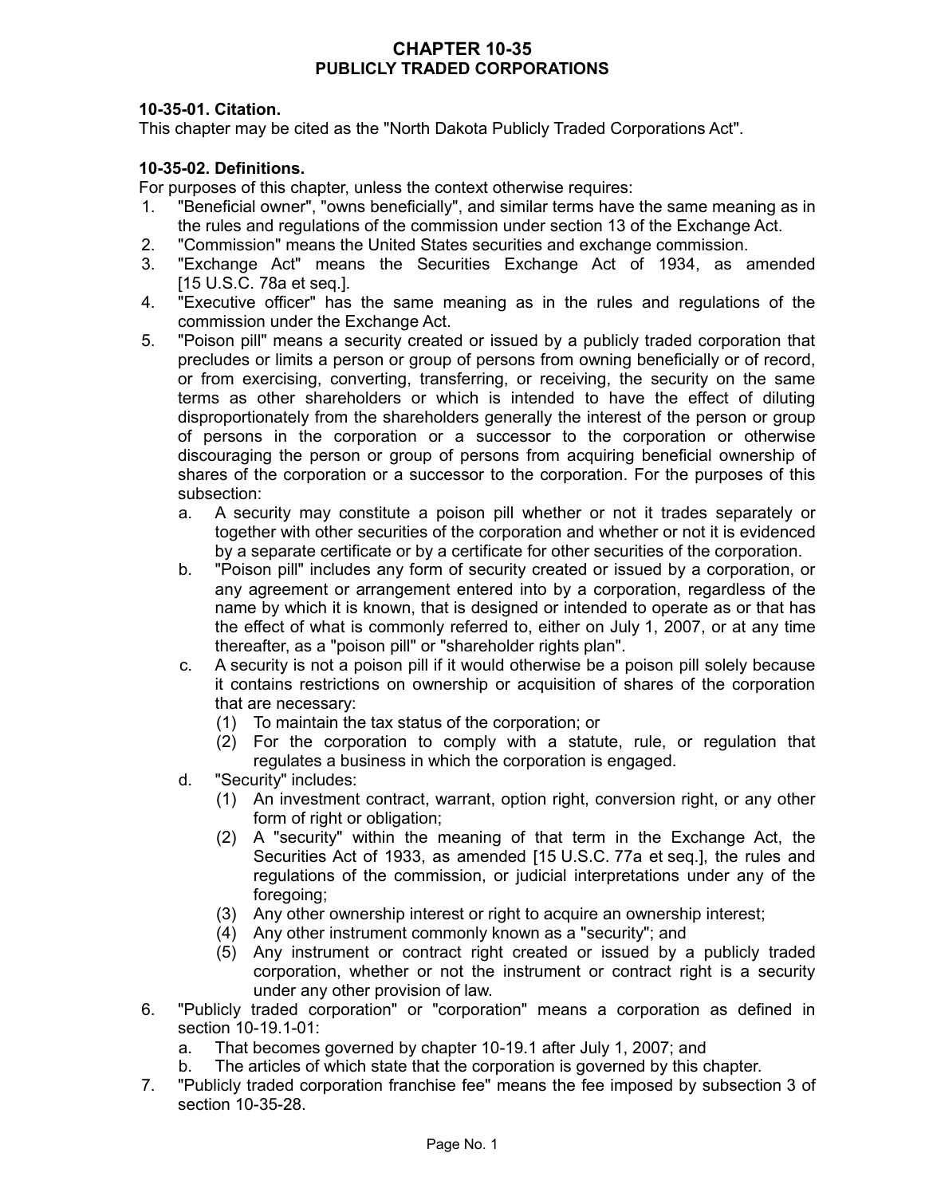# CHAPTER 10-35
# PUBLICLY TRADED CORPORATIONS

**10-35-01. Citation.**
This chapter may be cited as the "North Dakota Publicly Traded Corporations Act".

**10-35-02. Definitions.**
For purposes of this chapter, unless the context otherwise requires:

1. "Beneficial owner", "owns beneficially", and similar terms have the same meaning as in the rules and regulations of the commission under section 13 of the Exchange Act.
2. "Commission" means the United States securities and exchange commission.
3. "Exchange Act" means the Securities Exchange Act of 1934, as amended [15 U.S.C. 78a et seq.].
4. "Executive officer" has the same meaning as in the rules and regulations of the commission under the Exchange Act.
5. "Poison pill" means a security created or issued by a publicly traded corporation that precludes or limits a person or group of persons from owning beneficially or of record, or from exercising, converting, transferring, or receiving, the security on the same terms as other shareholders or which is intended to have the effect of diluting disproportionately from the shareholders generally the interest of the person or group of persons in the corporation or a successor to the corporation or otherwise discouraging the person or group of persons from acquiring beneficial ownership of shares of the corporation or a successor to the corporation. For the purposes of this subsection:
   a. A security may constitute a poison pill whether or not it trades separately or together with other securities of the corporation and whether or not it is evidenced by a separate certificate or by a certificate for other securities of the corporation.
   b. "Poison pill" includes any form of security created or issued by a corporation, or any agreement or arrangement entered into by a corporation, regardless of the name by which it is known, that is designed or intended to operate as or that has the effect of what is commonly referred to, either on July 1, 2007, or at any time thereafter, as a "poison pill" or "shareholder rights plan".
   c. A security is not a poison pill if it would otherwise be a poison pill solely because it contains restrictions on ownership or acquisition of shares of the corporation that are necessary:
      (1) To maintain the tax status of the corporation; or
      (2) For the corporation to comply with a statute, rule, or regulation that regulates a business in which the corporation is engaged.
   d. "Security" includes:
      (1) An investment contract, warrant, option right, conversion right, or any other form of right or obligation;
      (2) A "security" within the meaning of that term in the Exchange Act, the Securities Act of 1933, as amended [15 U.S.C. 77a et seq.], the rules and regulations of the commission, or judicial interpretations under any of the foregoing;
      (3) Any other ownership interest or right to acquire an ownership interest;
      (4) Any other instrument commonly known as a "security"; and
      (5) Any instrument or contract right created or issued by a publicly traded corporation, whether or not the instrument or contract right is a security under any other provision of law.
6. "Publicly traded corporation" or "corporation" means a corporation as defined in section 10-19.1-01:
   a. That becomes governed by chapter 10-19.1 after July 1, 2007; and
   b. The articles of which state that the corporation is governed by this chapter.
7. "Publicly traded corporation franchise fee" means the fee imposed by subsection 3 of section 10-35-28.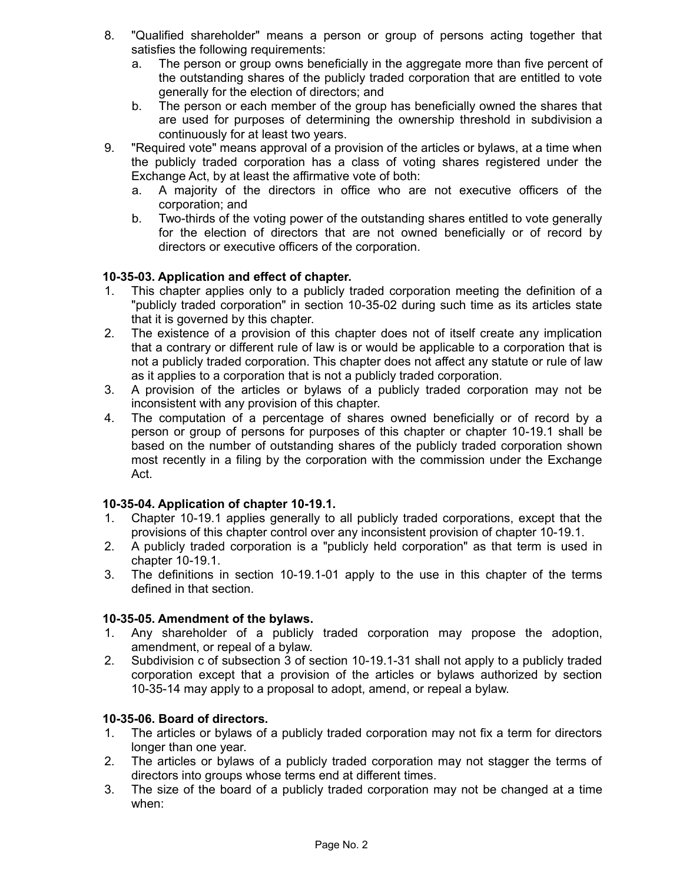8. "Qualified shareholder" means a person or group of persons acting together that satisfies the following requirements:
   a. The person or group owns beneficially in the aggregate more than five percent of the outstanding shares of the publicly traded corporation that are entitled to vote generally for the election of directors; and
   b. The person or each member of the group has beneficially owned the shares that are used for purposes of determining the ownership threshold in subdivision a continuously for at least two years.
9. "Required vote" means approval of a provision of the articles or bylaws, at a time when the publicly traded corporation has a class of voting shares registered under the Exchange Act, by at least the affirmative vote of both:
   a. A majority of the directors in office who are not executive officers of the corporation; and
   b. Two-thirds of the voting power of the outstanding shares entitled to vote generally for the election of directors that are not owned beneficially or of record by directors or executive officers of the corporation.

**10-35-03. Application and effect of chapter.**

1. This chapter applies only to a publicly traded corporation meeting the definition of a "publicly traded corporation" in section 10-35-02 during such time as its articles state that it is governed by this chapter.
2. The existence of a provision of this chapter does not of itself create any implication that a contrary or different rule of law is or would be applicable to a corporation that is not a publicly traded corporation. This chapter does not affect any statute or rule of law as it applies to a corporation that is not a publicly traded corporation.
3. A provision of the articles or bylaws of a publicly traded corporation may not be inconsistent with any provision of this chapter.
4. The computation of a percentage of shares owned beneficially or of record by a person or group of persons for purposes of this chapter or chapter 10-19.1 shall be based on the number of outstanding shares of the publicly traded corporation shown most recently in a filing by the corporation with the commission under the Exchange Act.

**10-35-04. Application of chapter 10-19.1.**

1. Chapter 10-19.1 applies generally to all publicly traded corporations, except that the provisions of this chapter control over any inconsistent provision of chapter 10-19.1.
2. A publicly traded corporation is a "publicly held corporation" as that term is used in chapter 10-19.1.
3. The definitions in section 10-19.1-01 apply to the use in this chapter of the terms defined in that section.

**10-35-05. Amendment of the bylaws.**

1. Any shareholder of a publicly traded corporation may propose the adoption, amendment, or repeal of a bylaw.
2. Subdivision c of subsection 3 of section 10-19.1-31 shall not apply to a publicly traded corporation except that a provision of the articles or bylaws authorized by section 10-35-14 may apply to a proposal to adopt, amend, or repeal a bylaw.

**10-35-06. Board of directors.**

1. The articles or bylaws of a publicly traded corporation may not fix a term for directors longer than one year.
2. The articles or bylaws of a publicly traded corporation may not stagger the terms of directors into groups whose terms end at different times.
3. The size of the board of a publicly traded corporation may not be changed at a time when: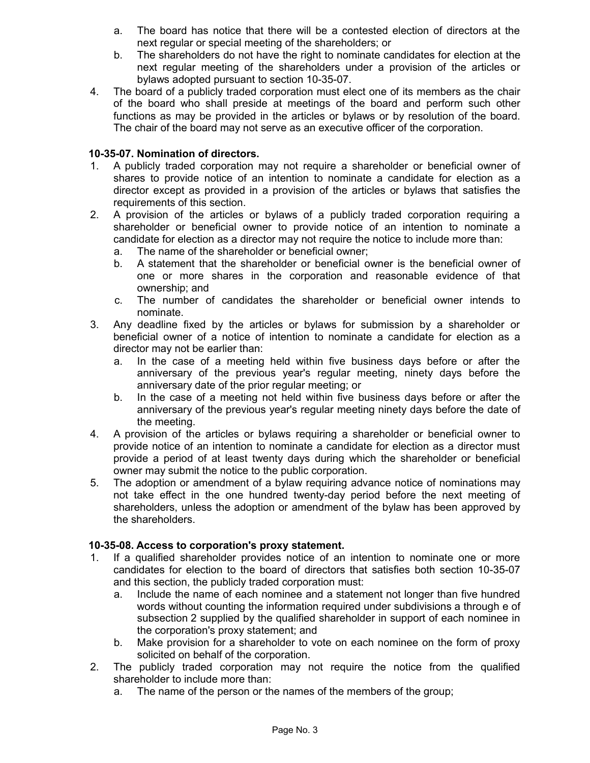a. The board has notice that there will be a contested election of directors at the next regular or special meeting of the shareholders; or
b. The shareholders do not have the right to nominate candidates for election at the next regular meeting of the shareholders under a provision of the articles or bylaws adopted pursuant to section 10-35-07.

4. The board of a publicly traded corporation must elect one of its members as the chair of the board who shall preside at meetings of the board and perform such other functions as may be provided in the articles or bylaws or by resolution of the board. The chair of the board may not serve as an executive officer of the corporation.

**10-35-07. Nomination of directors.**

1. A publicly traded corporation may not require a shareholder or beneficial owner of shares to provide notice of an intention to nominate a candidate for election as a director except as provided in a provision of the articles or bylaws that satisfies the requirements of this section.
2. A provision of the articles or bylaws of a publicly traded corporation requiring a shareholder or beneficial owner to provide notice of an intention to nominate a candidate for election as a director may not require the notice to include more than:
   a. The name of the shareholder or beneficial owner;
   b. A statement that the shareholder or beneficial owner is the beneficial owner of one or more shares in the corporation and reasonable evidence of that ownership; and
   c. The number of candidates the shareholder or beneficial owner intends to nominate.
3. Any deadline fixed by the articles or bylaws for submission by a shareholder or beneficial owner of a notice of intention to nominate a candidate for election as a director may not be earlier than:
   a. In the case of a meeting held within five business days before or after the anniversary of the previous year's regular meeting, ninety days before the anniversary date of the prior regular meeting; or
   b. In the case of a meeting not held within five business days before or after the anniversary of the previous year's regular meeting ninety days before the date of the meeting.
4. A provision of the articles or bylaws requiring a shareholder or beneficial owner to provide notice of an intention to nominate a candidate for election as a director must provide a period of at least twenty days during which the shareholder or beneficial owner may submit the notice to the public corporation.
5. The adoption or amendment of a bylaw requiring advance notice of nominations may not take effect in the one hundred twenty-day period before the next meeting of shareholders, unless the adoption or amendment of the bylaw has been approved by the shareholders.

**10-35-08. Access to corporation's proxy statement.**

1. If a qualified shareholder provides notice of an intention to nominate one or more candidates for election to the board of directors that satisfies both section 10-35-07 and this section, the publicly traded corporation must:
   a. Include the name of each nominee and a statement not longer than five hundred words without counting the information required under subdivisions a through e of subsection 2 supplied by the qualified shareholder in support of each nominee in the corporation's proxy statement; and
   b. Make provision for a shareholder to vote on each nominee on the form of proxy solicited on behalf of the corporation.
2. The publicly traded corporation may not require the notice from the qualified shareholder to include more than:
   a. The name of the person or the names of the members of the group;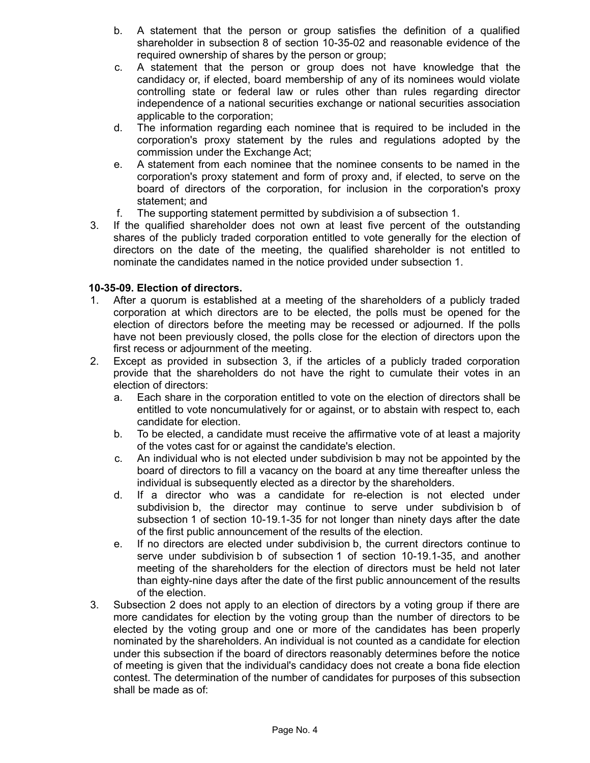b. A statement that the person or group satisfies the definition of a qualified shareholder in subsection 8 of section 10-35-02 and reasonable evidence of the required ownership of shares by the person or group;
c. A statement that the person or group does not have knowledge that the candidacy or, if elected, board membership of any of its nominees would violate controlling state or federal law or rules other than rules regarding director independence of a national securities exchange or national securities association applicable to the corporation;
d. The information regarding each nominee that is required to be included in the corporation's proxy statement by the rules and regulations adopted by the commission under the Exchange Act;
e. A statement from each nominee that the nominee consents to be named in the corporation's proxy statement and form of proxy and, if elected, to serve on the board of directors of the corporation, for inclusion in the corporation's proxy statement; and
f. The supporting statement permitted by subdivision a of subsection 1.

3. If the qualified shareholder does not own at least five percent of the outstanding shares of the publicly traded corporation entitled to vote generally for the election of directors on the date of the meeting, the qualified shareholder is not entitled to nominate the candidates named in the notice provided under subsection 1.

**10-35-09. Election of directors.**

1. After a quorum is established at a meeting of the shareholders of a publicly traded corporation at which directors are to be elected, the polls must be opened for the election of directors before the meeting may be recessed or adjourned. If the polls have not been previously closed, the polls close for the election of directors upon the first recess or adjournment of the meeting.
2. Except as provided in subsection 3, if the articles of a publicly traded corporation provide that the shareholders do not have the right to cumulate their votes in an election of directors:
   a. Each share in the corporation entitled to vote on the election of directors shall be entitled to vote noncumulatively for or against, or to abstain with respect to, each candidate for election.
   b. To be elected, a candidate must receive the affirmative vote of at least a majority of the votes cast for or against the candidate's election.
   c. An individual who is not elected under subdivision b may not be appointed by the board of directors to fill a vacancy on the board at any time thereafter unless the individual is subsequently elected as a director by the shareholders.
   d. If a director who was a candidate for re-election is not elected under subdivision b, the director may continue to serve under subdivision b of subsection 1 of section 10-19.1-35 for not longer than ninety days after the date of the first public announcement of the results of the election.
   e. If no directors are elected under subdivision b, the current directors continue to serve under subdivision b of subsection 1 of section 10-19.1-35, and another meeting of the shareholders for the election of directors must be held not later than eighty-nine days after the date of the first public announcement of the results of the election.
3. Subsection 2 does not apply to an election of directors by a voting group if there are more candidates for election by the voting group than the number of directors to be elected by the voting group and one or more of the candidates has been properly nominated by the shareholders. An individual is not counted as a candidate for election under this subsection if the board of directors reasonably determines before the notice of meeting is given that the individual's candidacy does not create a bona fide election contest. The determination of the number of candidates for purposes of this subsection shall be made as of: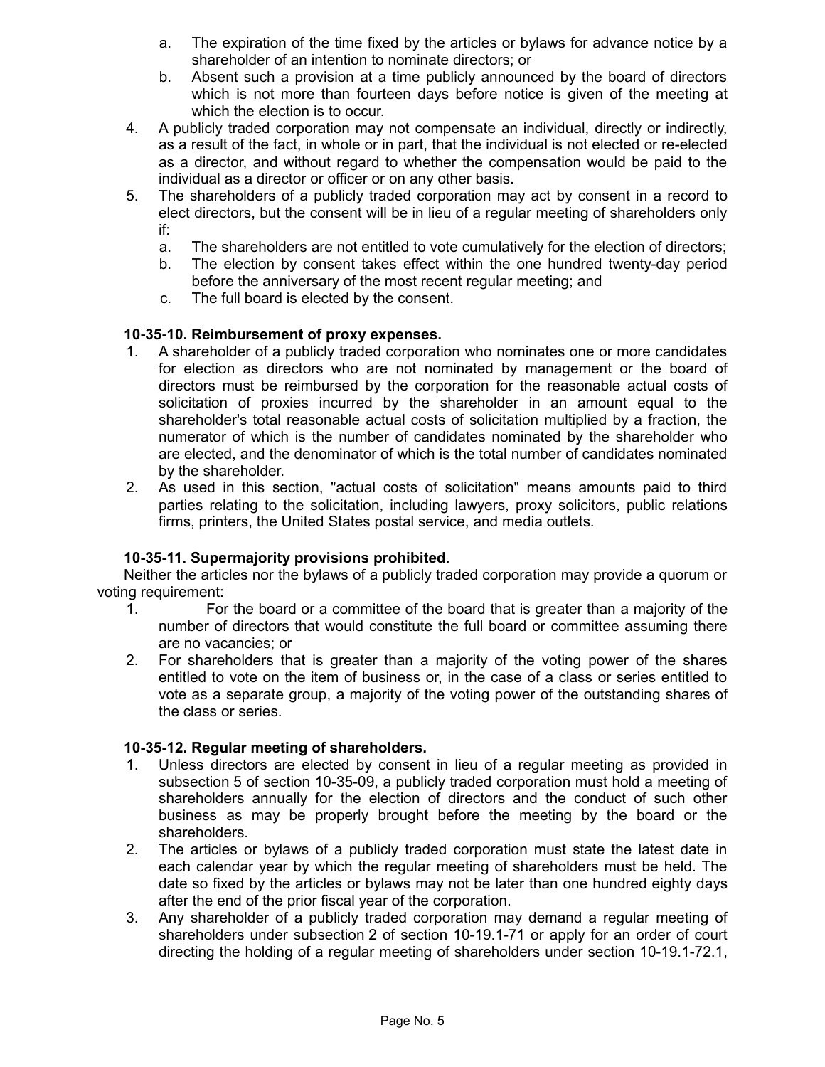a. The expiration of the time fixed by the articles or bylaws for advance notice by a shareholder of an intention to nominate directors; or
b. Absent such a provision at a time publicly announced by the board of directors which is not more than fourteen days before notice is given of the meeting at which the election is to occur.

4. A publicly traded corporation may not compensate an individual, directly or indirectly, as a result of the fact, in whole or in part, that the individual is not elected or re-elected as a director, and without regard to whether the compensation would be paid to the individual as a director or officer or on any other basis.
5. The shareholders of a publicly traded corporation may act by consent in a record to elect directors, but the consent will be in lieu of a regular meeting of shareholders only if:
   a. The shareholders are not entitled to vote cumulatively for the election of directors;
   b. The election by consent takes effect within the one hundred twenty-day period before the anniversary of the most recent regular meeting; and
   c. The full board is elected by the consent.

**10-35-10. Reimbursement of proxy expenses.**

1. A shareholder of a publicly traded corporation who nominates one or more candidates for election as directors who are not nominated by management or the board of directors must be reimbursed by the corporation for the reasonable actual costs of solicitation of proxies incurred by the shareholder in an amount equal to the shareholder's total reasonable actual costs of solicitation multiplied by a fraction, the numerator of which is the number of candidates nominated by the shareholder who are elected, and the denominator of which is the total number of candidates nominated by the shareholder.
2. As used in this section, "actual costs of solicitation" means amounts paid to third parties relating to the solicitation, including lawyers, proxy solicitors, public relations firms, printers, the United States postal service, and media outlets.

**10-35-11. Supermajority provisions prohibited.**

Neither the articles nor the bylaws of a publicly traded corporation may provide a quorum or voting requirement:

1. For the board or a committee of the board that is greater than a majority of the number of directors that would constitute the full board or committee assuming there are no vacancies; or
2. For shareholders that is greater than a majority of the voting power of the shares entitled to vote on the item of business or, in the case of a class or series entitled to vote as a separate group, a majority of the voting power of the outstanding shares of the class or series.

**10-35-12. Regular meeting of shareholders.**

1. Unless directors are elected by consent in lieu of a regular meeting as provided in subsection 5 of section 10-35-09, a publicly traded corporation must hold a meeting of shareholders annually for the election of directors and the conduct of such other business as may be properly brought before the meeting by the board or the shareholders.
2. The articles or bylaws of a publicly traded corporation must state the latest date in each calendar year by which the regular meeting of shareholders must be held. The date so fixed by the articles or bylaws may not be later than one hundred eighty days after the end of the prior fiscal year of the corporation.
3. Any shareholder of a publicly traded corporation may demand a regular meeting of shareholders under subsection 2 of section 10-19.1-71 or apply for an order of court directing the holding of a regular meeting of shareholders under section 10-19.1-72.1,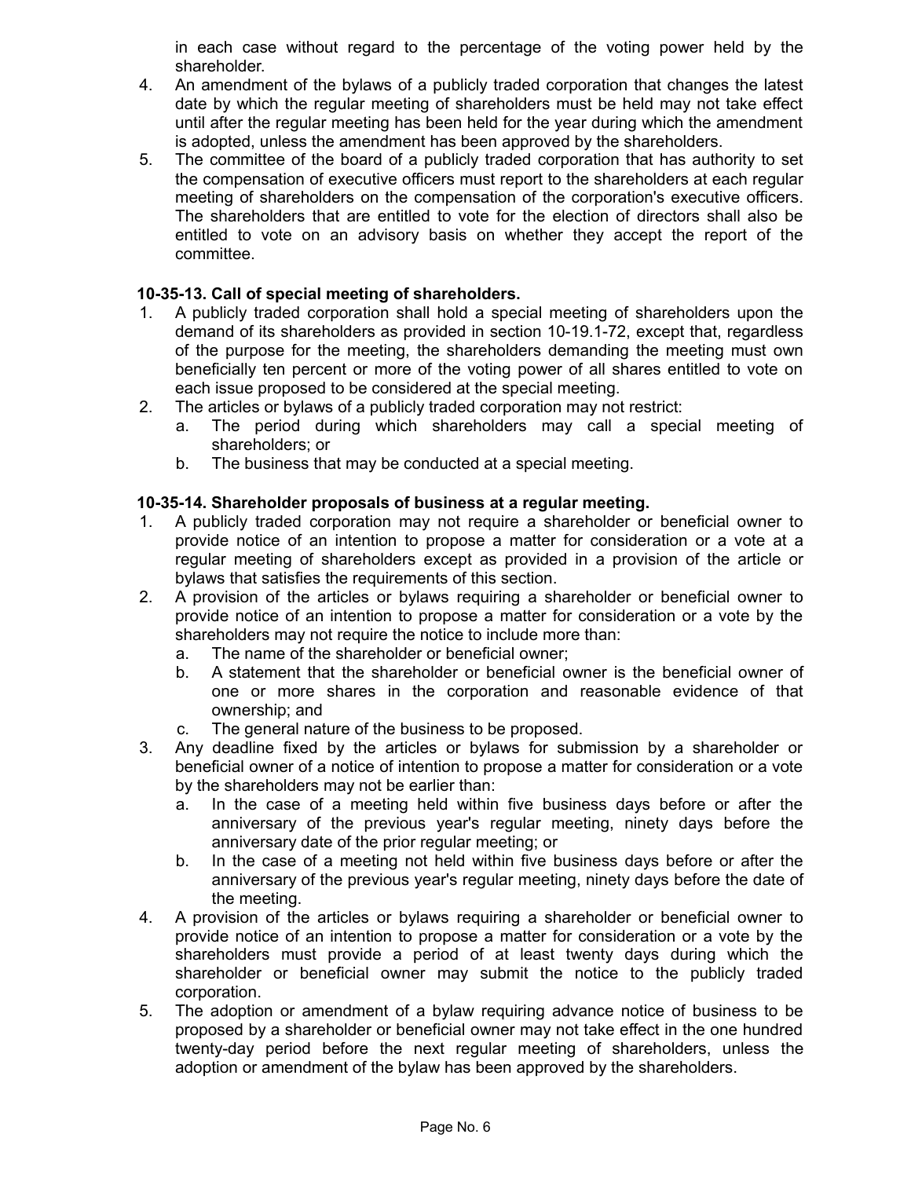in each case without regard to the percentage of the voting power held by the shareholder.

4. An amendment of the bylaws of a publicly traded corporation that changes the latest date by which the regular meeting of shareholders must be held may not take effect until after the regular meeting has been held for the year during which the amendment is adopted, unless the amendment has been approved by the shareholders.
5. The committee of the board of a publicly traded corporation that has authority to set the compensation of executive officers must report to the shareholders at each regular meeting of shareholders on the compensation of the corporation's executive officers. The shareholders that are entitled to vote for the election of directors shall also be entitled to vote on an advisory basis on whether they accept the report of the committee.

**10-35-13. Call of special meeting of shareholders.**

1. A publicly traded corporation shall hold a special meeting of shareholders upon the demand of its shareholders as provided in section 10-19.1-72, except that, regardless of the purpose for the meeting, the shareholders demanding the meeting must own beneficially ten percent or more of the voting power of all shares entitled to vote on each issue proposed to be considered at the special meeting.
2. The articles or bylaws of a publicly traded corporation may not restrict:
   a. The period during which shareholders may call a special meeting of shareholders; or
   b. The business that may be conducted at a special meeting.

**10-35-14. Shareholder proposals of business at a regular meeting.**

1. A publicly traded corporation may not require a shareholder or beneficial owner to provide notice of an intention to propose a matter for consideration or a vote at a regular meeting of shareholders except as provided in a provision of the article or bylaws that satisfies the requirements of this section.
2. A provision of the articles or bylaws requiring a shareholder or beneficial owner to provide notice of an intention to propose a matter for consideration or a vote by the shareholders may not require the notice to include more than:
   a. The name of the shareholder or beneficial owner;
   b. A statement that the shareholder or beneficial owner is the beneficial owner of one or more shares in the corporation and reasonable evidence of that ownership; and
   c. The general nature of the business to be proposed.
3. Any deadline fixed by the articles or bylaws for submission by a shareholder or beneficial owner of a notice of intention to propose a matter for consideration or a vote by the shareholders may not be earlier than:
   a. In the case of a meeting held within five business days before or after the anniversary of the previous year's regular meeting, ninety days before the anniversary date of the prior regular meeting; or
   b. In the case of a meeting not held within five business days before or after the anniversary of the previous year's regular meeting, ninety days before the date of the meeting.
4. A provision of the articles or bylaws requiring a shareholder or beneficial owner to provide notice of an intention to propose a matter for consideration or a vote by the shareholders must provide a period of at least twenty days during which the shareholder or beneficial owner may submit the notice to the publicly traded corporation.
5. The adoption or amendment of a bylaw requiring advance notice of business to be proposed by a shareholder or beneficial owner may not take effect in the one hundred twenty-day period before the next regular meeting of shareholders, unless the adoption or amendment of the bylaw has been approved by the shareholders.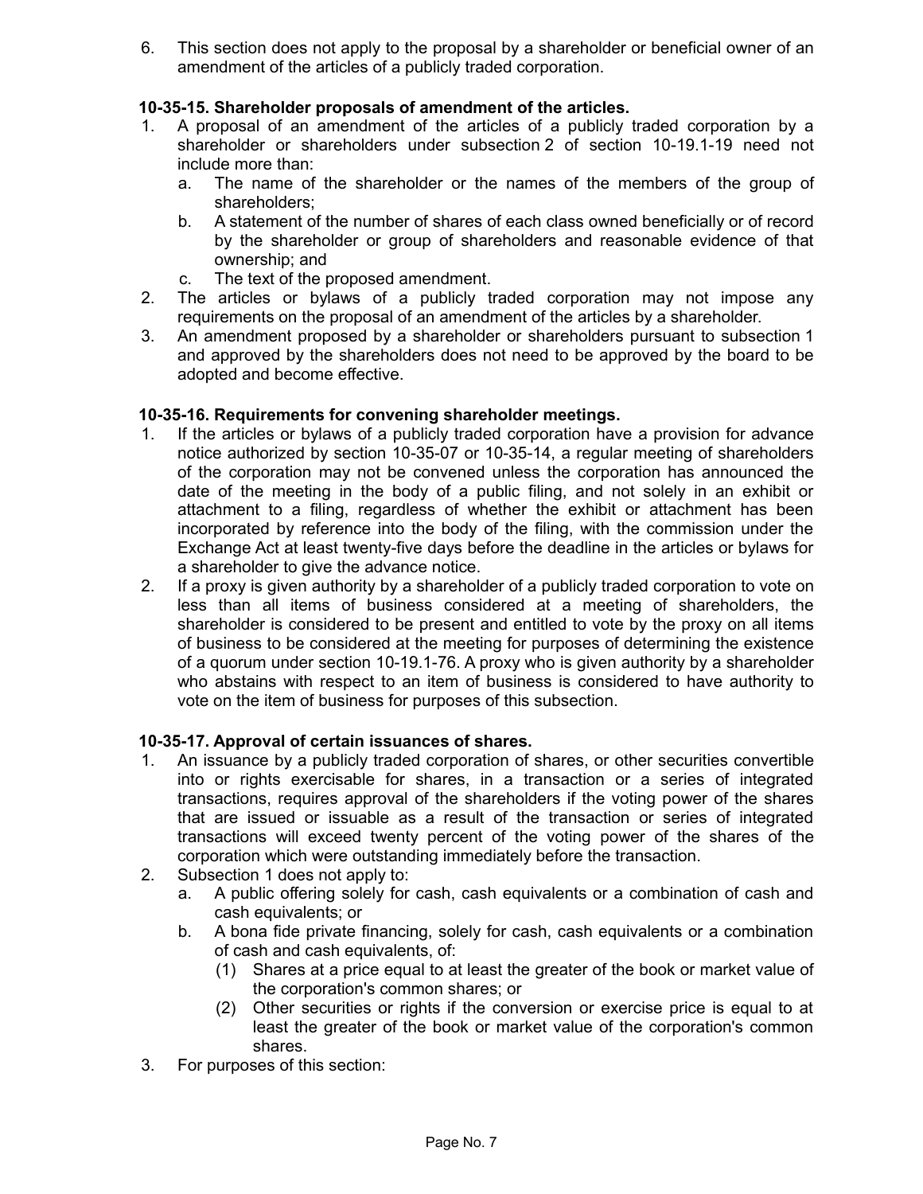6. This section does not apply to the proposal by a shareholder or beneficial owner of an amendment of the articles of a publicly traded corporation.

**10-35-15. Shareholder proposals of amendment of the articles.**

1. A proposal of an amendment of the articles of a publicly traded corporation by a shareholder or shareholders under subsection 2 of section 10-19.1-19 need not include more than:
   a. The name of the shareholder or the names of the members of the group of shareholders;
   b. A statement of the number of shares of each class owned beneficially or of record by the shareholder or group of shareholders and reasonable evidence of that ownership; and
   c. The text of the proposed amendment.
2. The articles or bylaws of a publicly traded corporation may not impose any requirements on the proposal of an amendment of the articles by a shareholder.
3. An amendment proposed by a shareholder or shareholders pursuant to subsection 1 and approved by the shareholders does not need to be approved by the board to be adopted and become effective.

**10-35-16. Requirements for convening shareholder meetings.**

1. If the articles or bylaws of a publicly traded corporation have a provision for advance notice authorized by section 10-35-07 or 10-35-14, a regular meeting of shareholders of the corporation may not be convened unless the corporation has announced the date of the meeting in the body of a public filing, and not solely in an exhibit or attachment to a filing, regardless of whether the exhibit or attachment has been incorporated by reference into the body of the filing, with the commission under the Exchange Act at least twenty-five days before the deadline in the articles or bylaws for a shareholder to give the advance notice.
2. If a proxy is given authority by a shareholder of a publicly traded corporation to vote on less than all items of business considered at a meeting of shareholders, the shareholder is considered to be present and entitled to vote by the proxy on all items of business to be considered at the meeting for purposes of determining the existence of a quorum under section 10-19.1-76. A proxy who is given authority by a shareholder who abstains with respect to an item of business is considered to have authority to vote on the item of business for purposes of this subsection.

**10-35-17. Approval of certain issuances of shares.**

1. An issuance by a publicly traded corporation of shares, or other securities convertible into or rights exercisable for shares, in a transaction or a series of integrated transactions, requires approval of the shareholders if the voting power of the shares that are issued or issuable as a result of the transaction or series of integrated transactions will exceed twenty percent of the voting power of the shares of the corporation which were outstanding immediately before the transaction.
2. Subsection 1 does not apply to:
   a. A public offering solely for cash, cash equivalents or a combination of cash and cash equivalents; or
   b. A bona fide private financing, solely for cash, cash equivalents or a combination of cash and cash equivalents, of:
      (1) Shares at a price equal to at least the greater of the book or market value of the corporation's common shares; or
      (2) Other securities or rights if the conversion or exercise price is equal to at least the greater of the book or market value of the corporation's common shares.
3. For purposes of this section: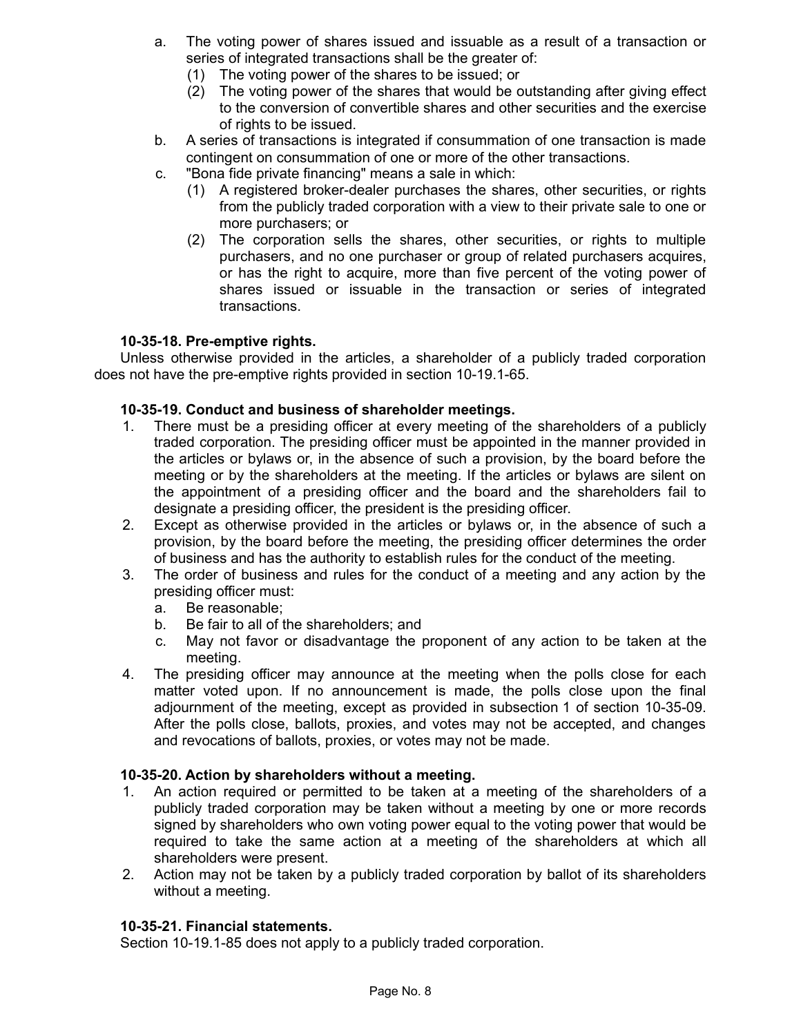a. The voting power of shares issued and issuable as a result of a transaction or series of integrated transactions shall be the greater of:
   (1) The voting power of the shares to be issued; or
   (2) The voting power of the shares that would be outstanding after giving effect to the conversion of convertible shares and other securities and the exercise of rights to be issued.
b. A series of transactions is integrated if consummation of one transaction is made contingent on consummation of one or more of the other transactions.
c. "Bona fide private financing" means a sale in which:
   (1) A registered broker-dealer purchases the shares, other securities, or rights from the publicly traded corporation with a view to their private sale to one or more purchasers; or
   (2) The corporation sells the shares, other securities, or rights to multiple purchasers, and no one purchaser or group of related purchasers acquires, or has the right to acquire, more than five percent of the voting power of shares issued or issuable in the transaction or series of integrated transactions.

**10-35-18. Pre-emptive rights.**

Unless otherwise provided in the articles, a shareholder of a publicly traded corporation does not have the pre-emptive rights provided in section 10-19.1-65.

**10-35-19. Conduct and business of shareholder meetings.**

1. There must be a presiding officer at every meeting of the shareholders of a publicly traded corporation. The presiding officer must be appointed in the manner provided in the articles or bylaws or, in the absence of such a provision, by the board before the meeting or by the shareholders at the meeting. If the articles or bylaws are silent on the appointment of a presiding officer and the board and the shareholders fail to designate a presiding officer, the president is the presiding officer.
2. Except as otherwise provided in the articles or bylaws or, in the absence of such a provision, by the board before the meeting, the presiding officer determines the order of business and has the authority to establish rules for the conduct of the meeting.
3. The order of business and rules for the conduct of a meeting and any action by the presiding officer must:
   a. Be reasonable;
   b. Be fair to all of the shareholders; and
   c. May not favor or disadvantage the proponent of any action to be taken at the meeting.
4. The presiding officer may announce at the meeting when the polls close for each matter voted upon. If no announcement is made, the polls close upon the final adjournment of the meeting, except as provided in subsection 1 of section 10-35-09. After the polls close, ballots, proxies, and votes may not be accepted, and changes and revocations of ballots, proxies, or votes may not be made.

**10-35-20. Action by shareholders without a meeting.**

1. An action required or permitted to be taken at a meeting of the shareholders of a publicly traded corporation may be taken without a meeting by one or more records signed by shareholders who own voting power equal to the voting power that would be required to take the same action at a meeting of the shareholders at which all shareholders were present.
2. Action may not be taken by a publicly traded corporation by ballot of its shareholders without a meeting.

**10-35-21. Financial statements.**

Section 10-19.1-85 does not apply to a publicly traded corporation.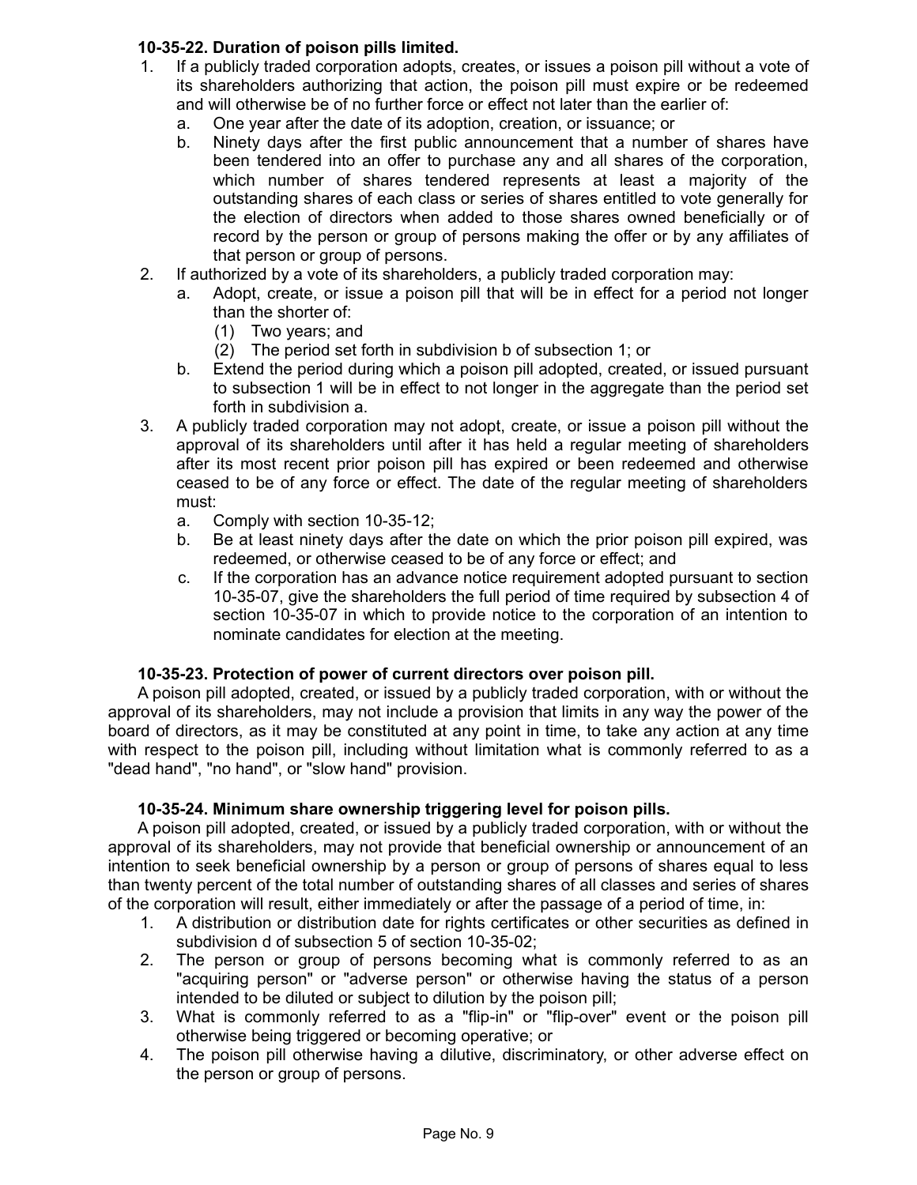**10-35-22. Duration of poison pills limited.**

1. If a publicly traded corporation adopts, creates, or issues a poison pill without a vote of its shareholders authorizing that action, the poison pill must expire or be redeemed and will otherwise be of no further force or effect not later than the earlier of:
   a. One year after the date of its adoption, creation, or issuance; or
   b. Ninety days after the first public announcement that a number of shares have been tendered into an offer to purchase any and all shares of the corporation, which number of shares tendered represents at least a majority of the outstanding shares of each class or series of shares entitled to vote generally for the election of directors when added to those shares owned beneficially or of record by the person or group of persons making the offer or by any affiliates of that person or group of persons.
2. If authorized by a vote of its shareholders, a publicly traded corporation may:
   a. Adopt, create, or issue a poison pill that will be in effect for a period not longer than the shorter of:
      (1) Two years; and
      (2) The period set forth in subdivision b of subsection 1; or
   b. Extend the period during which a poison pill adopted, created, or issued pursuant to subsection 1 will be in effect to not longer in the aggregate than the period set forth in subdivision a.
3. A publicly traded corporation may not adopt, create, or issue a poison pill without the approval of its shareholders until after it has held a regular meeting of shareholders after its most recent prior poison pill has expired or been redeemed and otherwise ceased to be of any force or effect. The date of the regular meeting of shareholders must:
   a. Comply with section 10-35-12;
   b. Be at least ninety days after the date on which the prior poison pill expired, was redeemed, or otherwise ceased to be of any force or effect; and
   c. If the corporation has an advance notice requirement adopted pursuant to section 10-35-07, give the shareholders the full period of time required by subsection 4 of section 10-35-07 in which to provide notice to the corporation of an intention to nominate candidates for election at the meeting.

**10-35-23. Protection of power of current directors over poison pill.**

A poison pill adopted, created, or issued by a publicly traded corporation, with or without the approval of its shareholders, may not include a provision that limits in any way the power of the board of directors, as it may be constituted at any point in time, to take any action at any time with respect to the poison pill, including without limitation what is commonly referred to as a "dead hand", "no hand", or "slow hand" provision.

**10-35-24. Minimum share ownership triggering level for poison pills.**

A poison pill adopted, created, or issued by a publicly traded corporation, with or without the approval of its shareholders, may not provide that beneficial ownership or announcement of an intention to seek beneficial ownership by a person or group of persons of shares equal to less than twenty percent of the total number of outstanding shares of all classes and series of shares of the corporation will result, either immediately or after the passage of a period of time, in:

1. A distribution or distribution date for rights certificates or other securities as defined in subdivision d of subsection 5 of section 10-35-02;
2. The person or group of persons becoming what is commonly referred to as an "acquiring person" or "adverse person" or otherwise having the status of a person intended to be diluted or subject to dilution by the poison pill;
3. What is commonly referred to as a "flip-in" or "flip-over" event or the poison pill otherwise being triggered or becoming operative; or
4. The poison pill otherwise having a dilutive, discriminatory, or other adverse effect on the person or group of persons.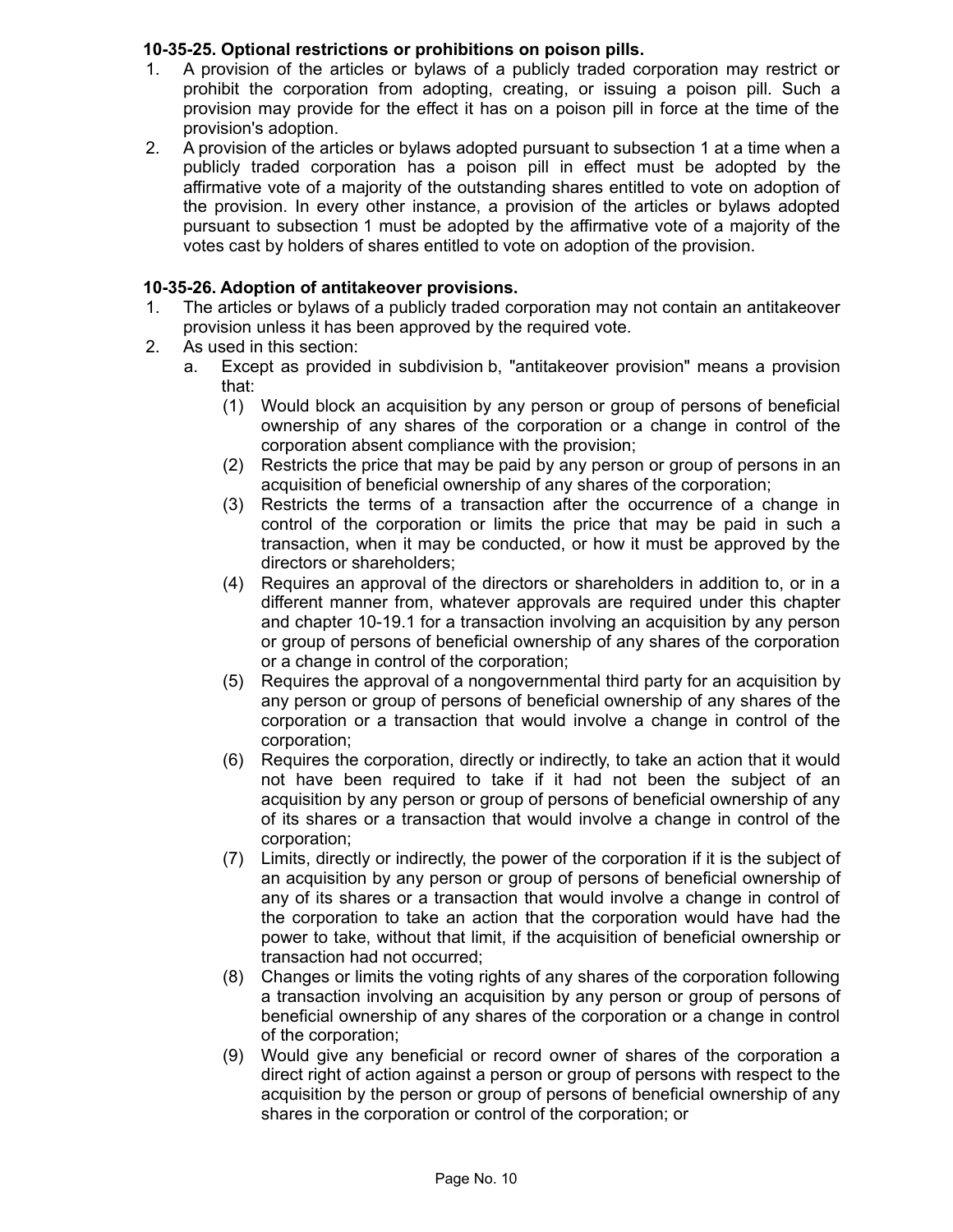**10-35-25. Optional restrictions or prohibitions on poison pills.**

1. A provision of the articles or bylaws of a publicly traded corporation may restrict or prohibit the corporation from adopting, creating, or issuing a poison pill. Such a provision may provide for the effect it has on a poison pill in force at the time of the provision's adoption.
2. A provision of the articles or bylaws adopted pursuant to subsection 1 at a time when a publicly traded corporation has a poison pill in effect must be adopted by the affirmative vote of a majority of the outstanding shares entitled to vote on adoption of the provision. In every other instance, a provision of the articles or bylaws adopted pursuant to subsection 1 must be adopted by the affirmative vote of a majority of the votes cast by holders of shares entitled to vote on adoption of the provision.

**10-35-26. Adoption of antitakeover provisions.**

1. The articles or bylaws of a publicly traded corporation may not contain an antitakeover provision unless it has been approved by the required vote.
2. As used in this section:
   a. Except as provided in subdivision b, "antitakeover provision" means a provision that:
      (1) Would block an acquisition by any person or group of persons of beneficial ownership of any shares of the corporation or a change in control of the corporation absent compliance with the provision;
      (2) Restricts the price that may be paid by any person or group of persons in an acquisition of beneficial ownership of any shares of the corporation;
      (3) Restricts the terms of a transaction after the occurrence of a change in control of the corporation or limits the price that may be paid in such a transaction, when it may be conducted, or how it must be approved by the directors or shareholders;
      (4) Requires an approval of the directors or shareholders in addition to, or in a different manner from, whatever approvals are required under this chapter and chapter 10-19.1 for a transaction involving an acquisition by any person or group of persons of beneficial ownership of any shares of the corporation or a change in control of the corporation;
      (5) Requires the approval of a nongovernmental third party for an acquisition by any person or group of persons of beneficial ownership of any shares of the corporation or a transaction that would involve a change in control of the corporation;
      (6) Requires the corporation, directly or indirectly, to take an action that it would not have been required to take if it had not been the subject of an acquisition by any person or group of persons of beneficial ownership of any of its shares or a transaction that would involve a change in control of the corporation;
      (7) Limits, directly or indirectly, the power of the corporation if it is the subject of an acquisition by any person or group of persons of beneficial ownership of any of its shares or a transaction that would involve a change in control of the corporation to take an action that the corporation would have had the power to take, without that limit, if the acquisition of beneficial ownership or transaction had not occurred;
      (8) Changes or limits the voting rights of any shares of the corporation following a transaction involving an acquisition by any person or group of persons of beneficial ownership of any shares of the corporation or a change in control of the corporation;
      (9) Would give any beneficial or record owner of shares of the corporation a direct right of action against a person or group of persons with respect to the acquisition by the person or group of persons of beneficial ownership of any shares in the corporation or control of the corporation; or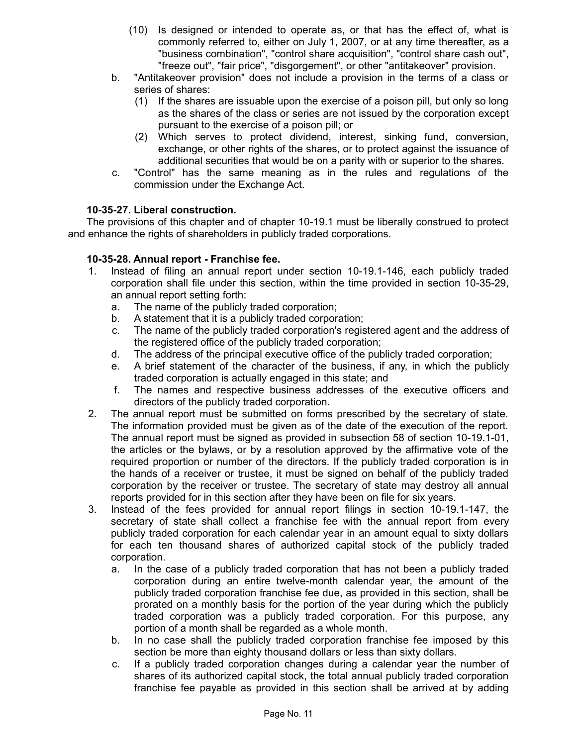(10) Is designed or intended to operate as, or that has the effect of, what is commonly referred to, either on July 1, 2007, or at any time thereafter, as a "business combination", "control share acquisition", "control share cash out", "freeze out", "fair price", "disgorgement", or other "antitakeover" provision.

b. "Antitakeover provision" does not include a provision in the terms of a class or series of shares:
   (1) If the shares are issuable upon the exercise of a poison pill, but only so long as the shares of the class or series are not issued by the corporation except pursuant to the exercise of a poison pill; or
   (2) Which serves to protect dividend, interest, sinking fund, conversion, exchange, or other rights of the shares, or to protect against the issuance of additional securities that would be on a parity with or superior to the shares.

c. "Control" has the same meaning as in the rules and regulations of the commission under the Exchange Act.

**10-35-27. Liberal construction.**

The provisions of this chapter and of chapter 10-19.1 must be liberally construed to protect and enhance the rights of shareholders in publicly traded corporations.

**10-35-28. Annual report - Franchise fee.**

1. Instead of filing an annual report under section 10-19.1-146, each publicly traded corporation shall file under this section, within the time provided in section 10-35-29, an annual report setting forth:
   a. The name of the publicly traded corporation;
   b. A statement that it is a publicly traded corporation;
   c. The name of the publicly traded corporation's registered agent and the address of the registered office of the publicly traded corporation;
   d. The address of the principal executive office of the publicly traded corporation;
   e. A brief statement of the character of the business, if any, in which the publicly traded corporation is actually engaged in this state; and
   f. The names and respective business addresses of the executive officers and directors of the publicly traded corporation.
2. The annual report must be submitted on forms prescribed by the secretary of state. The information provided must be given as of the date of the execution of the report. The annual report must be signed as provided in subsection 58 of section 10-19.1-01, the articles or the bylaws, or by a resolution approved by the affirmative vote of the required proportion or number of the directors. If the publicly traded corporation is in the hands of a receiver or trustee, it must be signed on behalf of the publicly traded corporation by the receiver or trustee. The secretary of state may destroy all annual reports provided for in this section after they have been on file for six years.
3. Instead of the fees provided for annual report filings in section 10-19.1-147, the secretary of state shall collect a franchise fee with the annual report from every publicly traded corporation for each calendar year in an amount equal to sixty dollars for each ten thousand shares of authorized capital stock of the publicly traded corporation.
   a. In the case of a publicly traded corporation that has not been a publicly traded corporation during an entire twelve-month calendar year, the amount of the publicly traded corporation franchise fee due, as provided in this section, shall be prorated on a monthly basis for the portion of the year during which the publicly traded corporation was a publicly traded corporation. For this purpose, any portion of a month shall be regarded as a whole month.
   b. In no case shall the publicly traded corporation franchise fee imposed by this section be more than eighty thousand dollars or less than sixty dollars.
   c. If a publicly traded corporation changes during a calendar year the number of shares of its authorized capital stock, the total annual publicly traded corporation franchise fee payable as provided in this section shall be arrived at by adding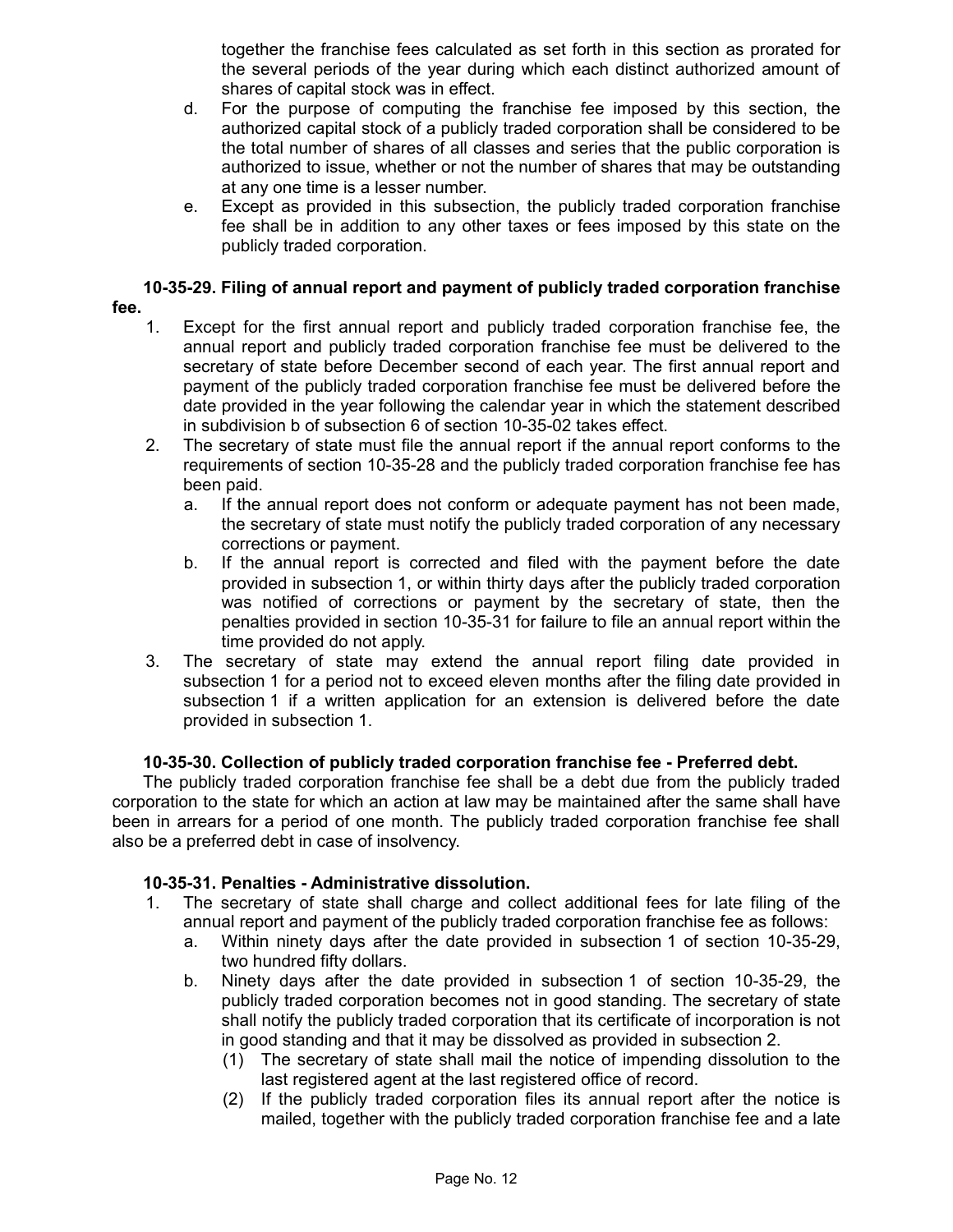together the franchise fees calculated as set forth in this section as prorated for the several periods of the year during which each distinct authorized amount of shares of capital stock was in effect.

d. For the purpose of computing the franchise fee imposed by this section, the authorized capital stock of a publicly traded corporation shall be considered to be the total number of shares of all classes and series that the public corporation is authorized to issue, whether or not the number of shares that may be outstanding at any one time is a lesser number.

e. Except as provided in this subsection, the publicly traded corporation franchise fee shall be in addition to any other taxes or fees imposed by this state on the publicly traded corporation.

**10-35-29. Filing of annual report and payment of publicly traded corporation franchise fee.**

1. Except for the first annual report and publicly traded corporation franchise fee, the annual report and publicly traded corporation franchise fee must be delivered to the secretary of state before December second of each year. The first annual report and payment of the publicly traded corporation franchise fee must be delivered before the date provided in the year following the calendar year in which the statement described in subdivision b of subsection 6 of section 10-35-02 takes effect.
2. The secretary of state must file the annual report if the annual report conforms to the requirements of section 10-35-28 and the publicly traded corporation franchise fee has been paid.
   a. If the annual report does not conform or adequate payment has not been made, the secretary of state must notify the publicly traded corporation of any necessary corrections or payment.
   b. If the annual report is corrected and filed with the payment before the date provided in subsection 1, or within thirty days after the publicly traded corporation was notified of corrections or payment by the secretary of state, then the penalties provided in section 10-35-31 for failure to file an annual report within the time provided do not apply.
3. The secretary of state may extend the annual report filing date provided in subsection 1 for a period not to exceed eleven months after the filing date provided in subsection 1 if a written application for an extension is delivered before the date provided in subsection 1.

**10-35-30. Collection of publicly traded corporation franchise fee - Preferred debt.**

The publicly traded corporation franchise fee shall be a debt due from the publicly traded corporation to the state for which an action at law may be maintained after the same shall have been in arrears for a period of one month. The publicly traded corporation franchise fee shall also be a preferred debt in case of insolvency.

**10-35-31. Penalties - Administrative dissolution.**

1. The secretary of state shall charge and collect additional fees for late filing of the annual report and payment of the publicly traded corporation franchise fee as follows:
   a. Within ninety days after the date provided in subsection 1 of section 10-35-29, two hundred fifty dollars.
   b. Ninety days after the date provided in subsection 1 of section 10-35-29, the publicly traded corporation becomes not in good standing. The secretary of state shall notify the publicly traded corporation that its certificate of incorporation is not in good standing and that it may be dissolved as provided in subsection 2.
      (1) The secretary of state shall mail the notice of impending dissolution to the last registered agent at the last registered office of record.
      (2) If the publicly traded corporation files its annual report after the notice is mailed, together with the publicly traded corporation franchise fee and a late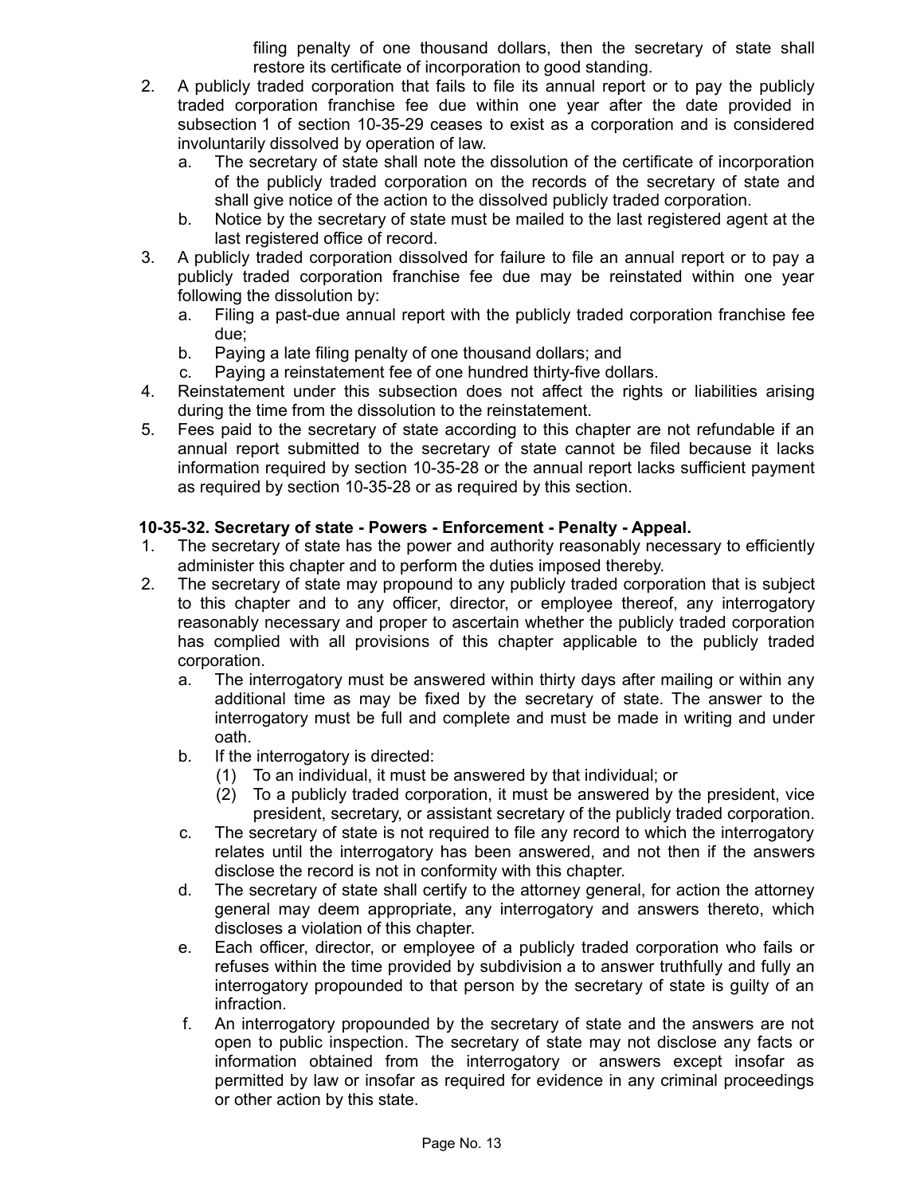filing penalty of one thousand dollars, then the secretary of state shall restore its certificate of incorporation to good standing.

2. A publicly traded corporation that fails to file its annual report or to pay the publicly traded corporation franchise fee due within one year after the date provided in subsection 1 of section 10-35-29 ceases to exist as a corporation and is considered involuntarily dissolved by operation of law.
   a. The secretary of state shall note the dissolution of the certificate of incorporation of the publicly traded corporation on the records of the secretary of state and shall give notice of the action to the dissolved publicly traded corporation.
   b. Notice by the secretary of state must be mailed to the last registered agent at the last registered office of record.
3. A publicly traded corporation dissolved for failure to file an annual report or to pay a publicly traded corporation franchise fee due may be reinstated within one year following the dissolution by:
   a. Filing a past-due annual report with the publicly traded corporation franchise fee due;
   b. Paying a late filing penalty of one thousand dollars; and
   c. Paying a reinstatement fee of one hundred thirty-five dollars.
4. Reinstatement under this subsection does not affect the rights or liabilities arising during the time from the dissolution to the reinstatement.
5. Fees paid to the secretary of state according to this chapter are not refundable if an annual report submitted to the secretary of state cannot be filed because it lacks information required by section 10-35-28 or the annual report lacks sufficient payment as required by section 10-35-28 or as required by this section.

**10-35-32. Secretary of state - Powers - Enforcement - Penalty - Appeal.**

1. The secretary of state has the power and authority reasonably necessary to efficiently administer this chapter and to perform the duties imposed thereby.
2. The secretary of state may propound to any publicly traded corporation that is subject to this chapter and to any officer, director, or employee thereof, any interrogatory reasonably necessary and proper to ascertain whether the publicly traded corporation has complied with all provisions of this chapter applicable to the publicly traded corporation.
   a. The interrogatory must be answered within thirty days after mailing or within any additional time as may be fixed by the secretary of state. The answer to the interrogatory must be full and complete and must be made in writing and under oath.
   b. If the interrogatory is directed:
      (1) To an individual, it must be answered by that individual; or
      (2) To a publicly traded corporation, it must be answered by the president, vice president, secretary, or assistant secretary of the publicly traded corporation.
   c. The secretary of state is not required to file any record to which the interrogatory relates until the interrogatory has been answered, and not then if the answers disclose the record is not in conformity with this chapter.
   d. The secretary of state shall certify to the attorney general, for action the attorney general may deem appropriate, any interrogatory and answers thereto, which discloses a violation of this chapter.
   e. Each officer, director, or employee of a publicly traded corporation who fails or refuses within the time provided by subdivision a to answer truthfully and fully an interrogatory propounded to that person by the secretary of state is guilty of an infraction.
   f. An interrogatory propounded by the secretary of state and the answers are not open to public inspection. The secretary of state may not disclose any facts or information obtained from the interrogatory or answers except insofar as permitted by law or insofar as required for evidence in any criminal proceedings or other action by this state.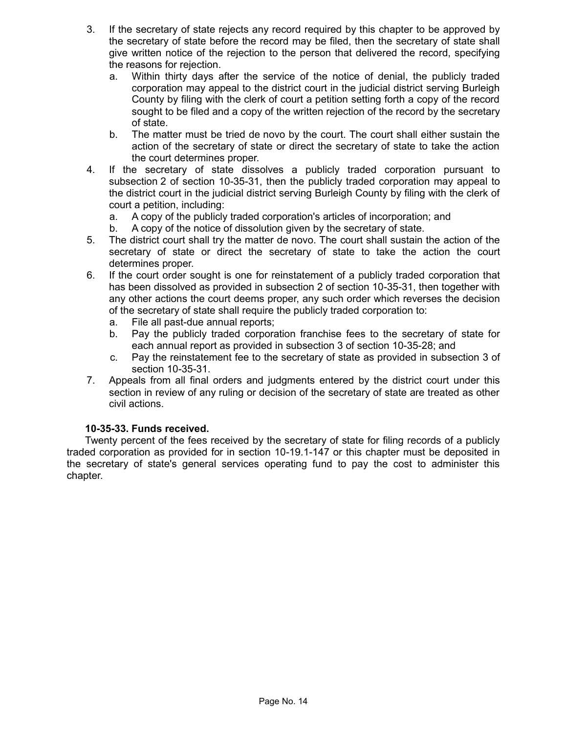3. If the secretary of state rejects any record required by this chapter to be approved by the secretary of state before the record may be filed, then the secretary of state shall give written notice of the rejection to the person that delivered the record, specifying the reasons for rejection.
   a. Within thirty days after the service of the notice of denial, the publicly traded corporation may appeal to the district court in the judicial district serving Burleigh County by filing with the clerk of court a petition setting forth a copy of the record sought to be filed and a copy of the written rejection of the record by the secretary of state.
   b. The matter must be tried de novo by the court. The court shall either sustain the action of the secretary of state or direct the secretary of state to take the action the court determines proper.
4. If the secretary of state dissolves a publicly traded corporation pursuant to subsection 2 of section 10-35-31, then the publicly traded corporation may appeal to the district court in the judicial district serving Burleigh County by filing with the clerk of court a petition, including:
   a. A copy of the publicly traded corporation's articles of incorporation; and
   b. A copy of the notice of dissolution given by the secretary of state.
5. The district court shall try the matter de novo. The court shall sustain the action of the secretary of state or direct the secretary of state to take the action the court determines proper.
6. If the court order sought is one for reinstatement of a publicly traded corporation that has been dissolved as provided in subsection 2 of section 10-35-31, then together with any other actions the court deems proper, any such order which reverses the decision of the secretary of state shall require the publicly traded corporation to:
   a. File all past-due annual reports;
   b. Pay the publicly traded corporation franchise fees to the secretary of state for each annual report as provided in subsection 3 of section 10-35-28; and
   c. Pay the reinstatement fee to the secretary of state as provided in subsection 3 of section 10-35-31.
7. Appeals from all final orders and judgments entered by the district court under this section in review of any ruling or decision of the secretary of state are treated as other civil actions.

**10-35-33. Funds received.**

Twenty percent of the fees received by the secretary of state for filing records of a publicly traded corporation as provided for in section 10-19.1-147 or this chapter must be deposited in the secretary of state's general services operating fund to pay the cost to administer this chapter.